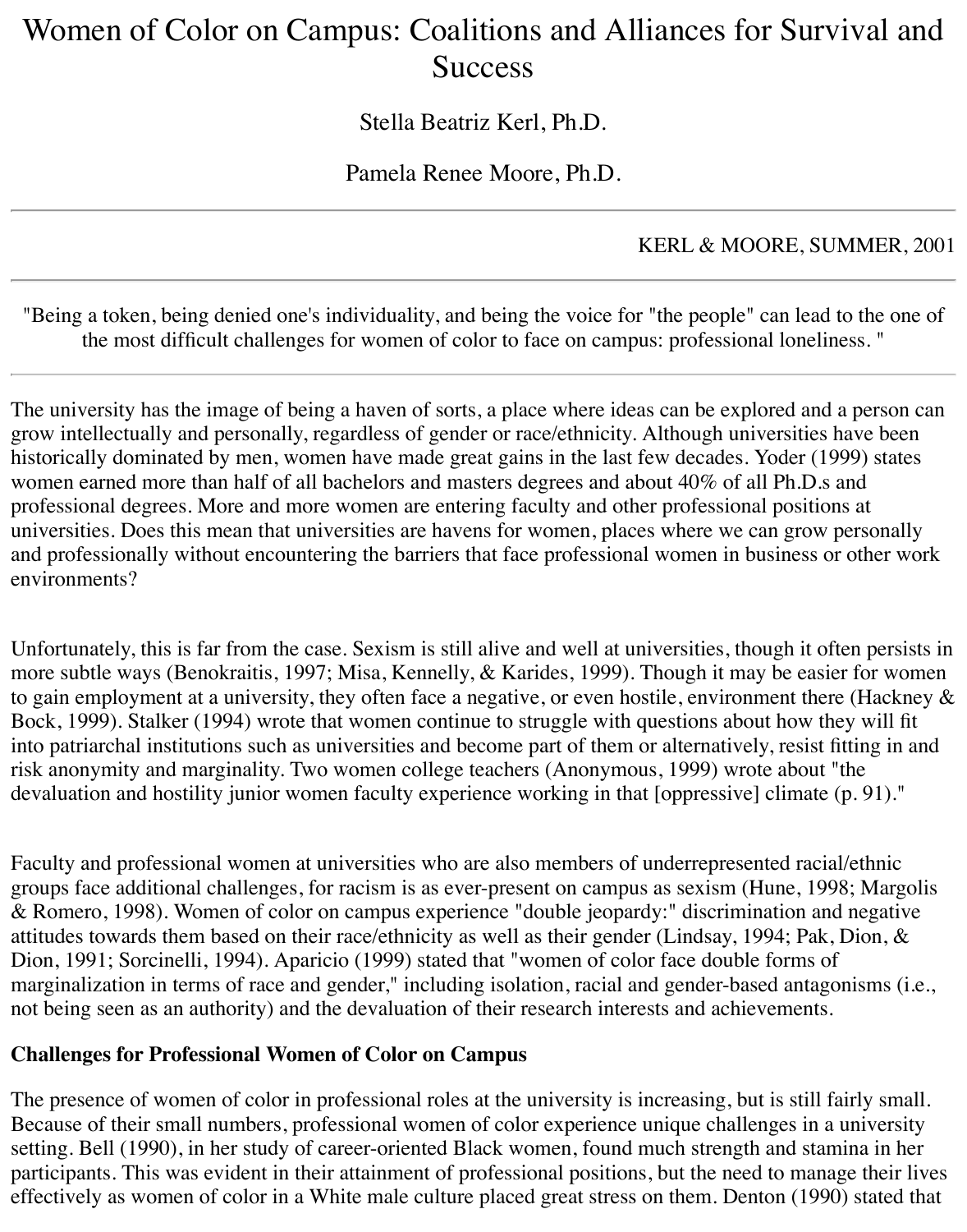# Women of Color on Campus: Coalitions and Alliances for Survival and Success

Stella Beatriz Kerl, Ph.D.

Pamela Renee Moore, Ph.D.

---

KERL & MOORE, SUMMER, 2001

---

"Being a token, being denied one's individuality, and being the voice for "the people" can lead to the one of the most difficult challenges for women of color to face on campus: professional loneliness. "

---

The university has the image of being a haven of sorts, a place where ideas can be explored and a person can grow intellectually and personally, regardless of gender or race/ethnicity. Although universities have been historically dominated by men, women have made great gains in the last few decades. Yoder (1999) states women earned more than half of all bachelors and masters degrees and about 40% of all Ph.D.s and professional degrees. More and more women are entering faculty and other professional positions at universities. Does this mean that universities are havens for women, places where we can grow personally and professionally without encountering the barriers that face professional women in business or other work environments?

Unfortunately, this is far from the case. Sexism is still alive and well at universities, though it often persists in more subtle ways (Benokraitis, 1997; Misa, Kennelly, & Karides, 1999). Though it may be easier for women to gain employment at a university, they often face a negative, or even hostile, environment there (Hackney & Bock, 1999). Stalker (1994) wrote that women continue to struggle with questions about how they will fit into patriarchal institutions such as universities and become part of them or alternatively, resist fitting in and risk anonymity and marginality. Two women college teachers (Anonymous, 1999) wrote about "the devaluation and hostility junior women faculty experience working in that [oppressive] climate (p. 91)."

Faculty and professional women at universities who are also members of underrepresented racial/ethnic groups face additional challenges, for racism is as ever-present on campus as sexism (Hune, 1998; Margolis & Romero, 1998). Women of color on campus experience "double jeopardy:" discrimination and negative attitudes towards them based on their race/ethnicity as well as their gender (Lindsay, 1994; Pak, Dion, & Dion, 1991; Sorcinelli, 1994). Aparicio (1999) stated that "women of color face double forms of marginalization in terms of race and gender," including isolation, racial and gender-based antagonisms (i.e., not being seen as an authority) and the devaluation of their research interests and achievements.

**Challenges for Professional Women of Color on Campus**

The presence of women of color in professional roles at the university is increasing, but is still fairly small. Because of their small numbers, professional women of color experience unique challenges in a university setting. Bell (1990), in her study of career-oriented Black women, found much strength and stamina in her participants. This was evident in their attainment of professional positions, but the need to manage their lives effectively as women of color in a White male culture placed great stress on them. Denton (1990) stated that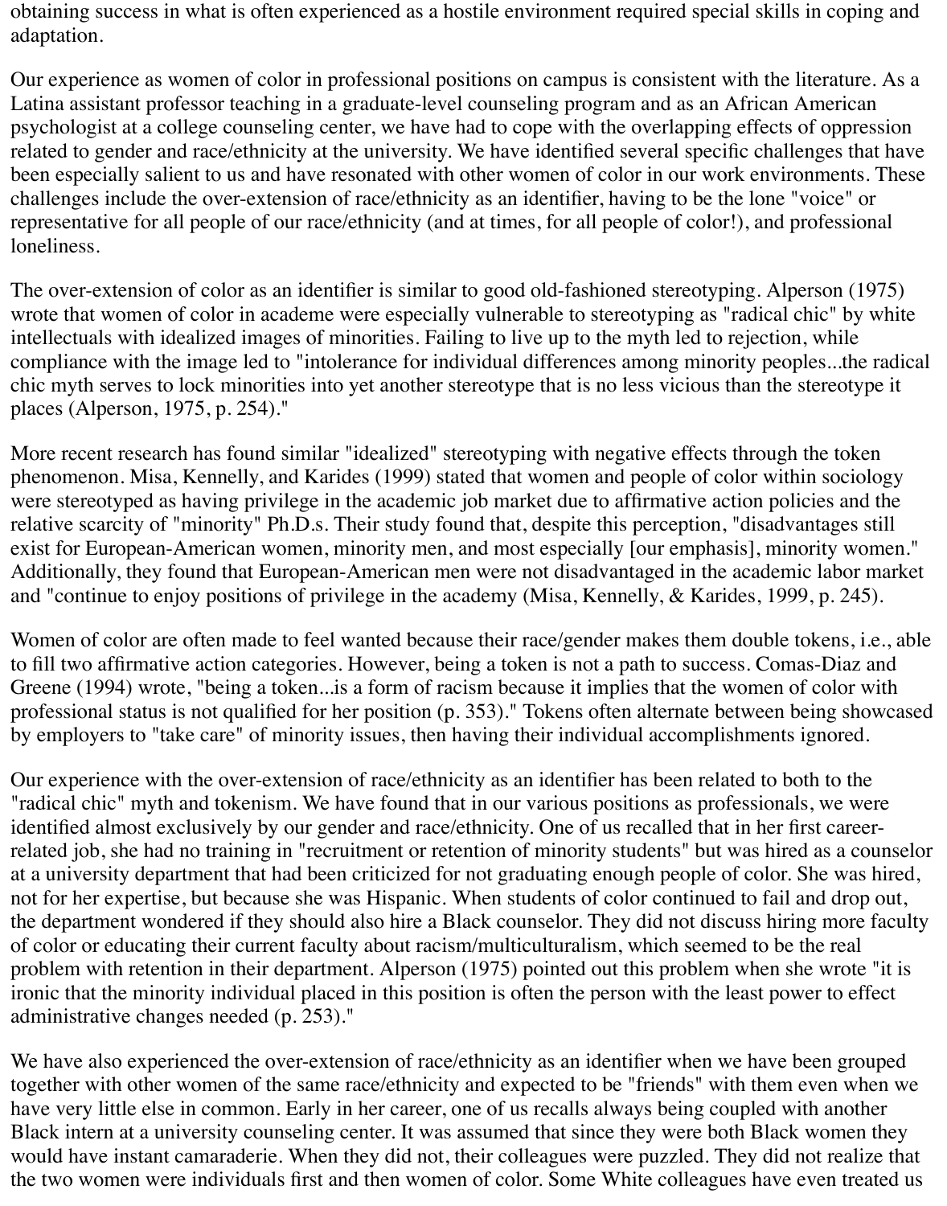obtaining success in what is often experienced as a hostile environment required special skills in coping and adaptation.

Our experience as women of color in professional positions on campus is consistent with the literature. As a Latina assistant professor teaching in a graduate-level counseling program and as an African American psychologist at a college counseling center, we have had to cope with the overlapping effects of oppression related to gender and race/ethnicity at the university. We have identified several specific challenges that have been especially salient to us and have resonated with other women of color in our work environments. These challenges include the over-extension of race/ethnicity as an identifier, having to be the lone "voice" or representative for all people of our race/ethnicity (and at times, for all people of color!), and professional loneliness.

The over-extension of color as an identifier is similar to good old-fashioned stereotyping. Alperson (1975) wrote that women of color in academe were especially vulnerable to stereotyping as "radical chic" by white intellectuals with idealized images of minorities. Failing to live up to the myth led to rejection, while compliance with the image led to "intolerance for individual differences among minority peoples...the radical chic myth serves to lock minorities into yet another stereotype that is no less vicious than the stereotype it places (Alperson, 1975, p. 254)."

More recent research has found similar "idealized" stereotyping with negative effects through the token phenomenon. Misa, Kennelly, and Karides (1999) stated that women and people of color within sociology were stereotyped as having privilege in the academic job market due to affirmative action policies and the relative scarcity of "minority" Ph.D.s. Their study found that, despite this perception, "disadvantages still exist for European-American women, minority men, and most especially [our emphasis], minority women." Additionally, they found that European-American men were not disadvantaged in the academic labor market and "continue to enjoy positions of privilege in the academy (Misa, Kennelly, & Karides, 1999, p. 245).

Women of color are often made to feel wanted because their race/gender makes them double tokens, i.e., able to fill two affirmative action categories. However, being a token is not a path to success. Comas-Diaz and Greene (1994) wrote, "being a token...is a form of racism because it implies that the women of color with professional status is not qualified for her position (p. 353)." Tokens often alternate between being showcased by employers to "take care" of minority issues, then having their individual accomplishments ignored.

Our experience with the over-extension of race/ethnicity as an identifier has been related to both to the "radical chic" myth and tokenism. We have found that in our various positions as professionals, we were identified almost exclusively by our gender and race/ethnicity. One of us recalled that in her first career-related job, she had no training in "recruitment or retention of minority students" but was hired as a counselor at a university department that had been criticized for not graduating enough people of color. She was hired, not for her expertise, but because she was Hispanic. When students of color continued to fail and drop out, the department wondered if they should also hire a Black counselor. They did not discuss hiring more faculty of color or educating their current faculty about racism/multiculturalism, which seemed to be the real problem with retention in their department. Alperson (1975) pointed out this problem when she wrote "it is ironic that the minority individual placed in this position is often the person with the least power to effect administrative changes needed (p. 253)."

We have also experienced the over-extension of race/ethnicity as an identifier when we have been grouped together with other women of the same race/ethnicity and expected to be "friends" with them even when we have very little else in common. Early in her career, one of us recalls always being coupled with another Black intern at a university counseling center. It was assumed that since they were both Black women they would have instant camaraderie. When they did not, their colleagues were puzzled. They did not realize that the two women were individuals first and then women of color. Some White colleagues have even treated us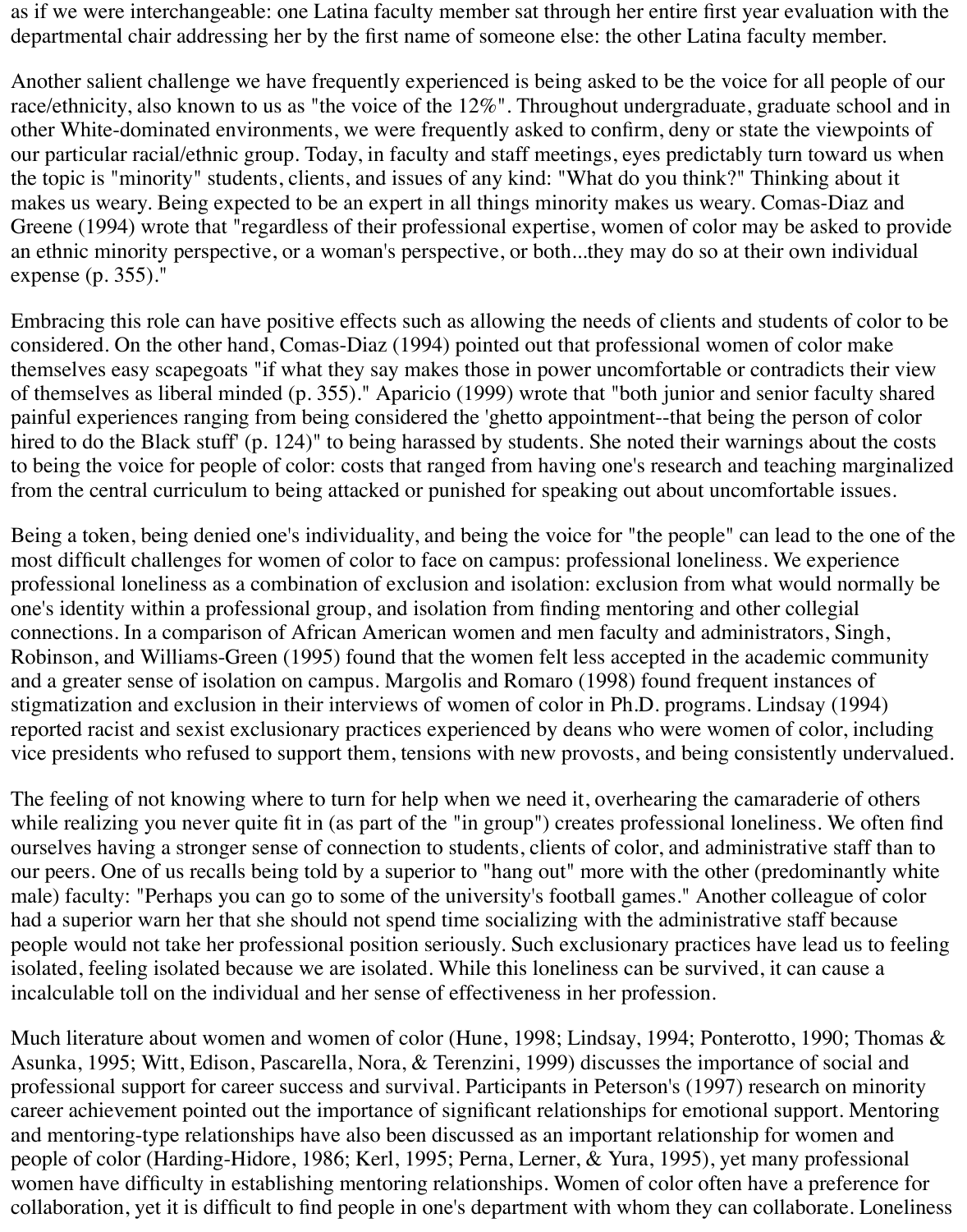as if we were interchangeable: one Latina faculty member sat through her entire first year evaluation with the departmental chair addressing her by the first name of someone else: the other Latina faculty member.

Another salient challenge we have frequently experienced is being asked to be the voice for all people of our race/ethnicity, also known to us as "the voice of the 12%". Throughout undergraduate, graduate school and in other White-dominated environments, we were frequently asked to confirm, deny or state the viewpoints of our particular racial/ethnic group. Today, in faculty and staff meetings, eyes predictably turn toward us when the topic is "minority" students, clients, and issues of any kind: "What do you think?" Thinking about it makes us weary. Being expected to be an expert in all things minority makes us weary. Comas-Diaz and Greene (1994) wrote that "regardless of their professional expertise, women of color may be asked to provide an ethnic minority perspective, or a woman's perspective, or both...they may do so at their own individual expense (p. 355)."

Embracing this role can have positive effects such as allowing the needs of clients and students of color to be considered. On the other hand, Comas-Diaz (1994) pointed out that professional women of color make themselves easy scapegoats "if what they say makes those in power uncomfortable or contradicts their view of themselves as liberal minded (p. 355)." Aparicio (1999) wrote that "both junior and senior faculty shared painful experiences ranging from being considered the 'ghetto appointment--that being the person of color hired to do the Black stuff' (p. 124)" to being harassed by students. She noted their warnings about the costs to being the voice for people of color: costs that ranged from having one's research and teaching marginalized from the central curriculum to being attacked or punished for speaking out about uncomfortable issues.

Being a token, being denied one's individuality, and being the voice for "the people" can lead to the one of the most difficult challenges for women of color to face on campus: professional loneliness. We experience professional loneliness as a combination of exclusion and isolation: exclusion from what would normally be one's identity within a professional group, and isolation from finding mentoring and other collegial connections. In a comparison of African American women and men faculty and administrators, Singh, Robinson, and Williams-Green (1995) found that the women felt less accepted in the academic community and a greater sense of isolation on campus. Margolis and Romaro (1998) found frequent instances of stigmatization and exclusion in their interviews of women of color in Ph.D. programs. Lindsay (1994) reported racist and sexist exclusionary practices experienced by deans who were women of color, including vice presidents who refused to support them, tensions with new provosts, and being consistently undervalued.

The feeling of not knowing where to turn for help when we need it, overhearing the camaraderie of others while realizing you never quite fit in (as part of the "in group") creates professional loneliness. We often find ourselves having a stronger sense of connection to students, clients of color, and administrative staff than to our peers. One of us recalls being told by a superior to "hang out" more with the other (predominantly white male) faculty: "Perhaps you can go to some of the university's football games." Another colleague of color had a superior warn her that she should not spend time socializing with the administrative staff because people would not take her professional position seriously. Such exclusionary practices have lead us to feeling isolated, feeling isolated because we are isolated. While this loneliness can be survived, it can cause a incalculable toll on the individual and her sense of effectiveness in her profession.

Much literature about women and women of color (Hune, 1998; Lindsay, 1994; Ponterotto, 1990; Thomas & Asunka, 1995; Witt, Edison, Pascarella, Nora, & Terenzini, 1999) discusses the importance of social and professional support for career success and survival. Participants in Peterson's (1997) research on minority career achievement pointed out the importance of significant relationships for emotional support. Mentoring and mentoring-type relationships have also been discussed as an important relationship for women and people of color (Harding-Hidore, 1986; Kerl, 1995; Perna, Lerner, & Yura, 1995), yet many professional women have difficulty in establishing mentoring relationships. Women of color often have a preference for collaboration, yet it is difficult to find people in one's department with whom they can collaborate. Loneliness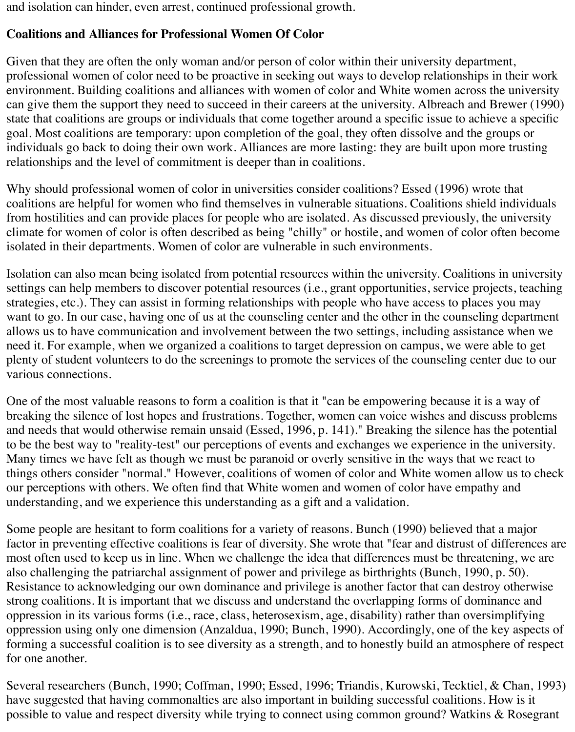and isolation can hinder, even arrest, continued professional growth.

**Coalitions and Alliances for Professional Women Of Color**

Given that they are often the only woman and/or person of color within their university department, professional women of color need to be proactive in seeking out ways to develop relationships in their work environment. Building coalitions and alliances with women of color and White women across the university can give them the support they need to succeed in their careers at the university. Albreach and Brewer (1990) state that coalitions are groups or individuals that come together around a specific issue to achieve a specific goal. Most coalitions are temporary: upon completion of the goal, they often dissolve and the groups or individuals go back to doing their own work. Alliances are more lasting: they are built upon more trusting relationships and the level of commitment is deeper than in coalitions.

Why should professional women of color in universities consider coalitions? Essed (1996) wrote that coalitions are helpful for women who find themselves in vulnerable situations. Coalitions shield individuals from hostilities and can provide places for people who are isolated. As discussed previously, the university climate for women of color is often described as being "chilly" or hostile, and women of color often become isolated in their departments. Women of color are vulnerable in such environments.

Isolation can also mean being isolated from potential resources within the university. Coalitions in university settings can help members to discover potential resources (i.e., grant opportunities, service projects, teaching strategies, etc.). They can assist in forming relationships with people who have access to places you may want to go. In our case, having one of us at the counseling center and the other in the counseling department allows us to have communication and involvement between the two settings, including assistance when we need it. For example, when we organized a coalitions to target depression on campus, we were able to get plenty of student volunteers to do the screenings to promote the services of the counseling center due to our various connections.

One of the most valuable reasons to form a coalition is that it "can be empowering because it is a way of breaking the silence of lost hopes and frustrations. Together, women can voice wishes and discuss problems and needs that would otherwise remain unsaid (Essed, 1996, p. 141)." Breaking the silence has the potential to be the best way to "reality-test" our perceptions of events and exchanges we experience in the university. Many times we have felt as though we must be paranoid or overly sensitive in the ways that we react to things others consider "normal." However, coalitions of women of color and White women allow us to check our perceptions with others. We often find that White women and women of color have empathy and understanding, and we experience this understanding as a gift and a validation.

Some people are hesitant to form coalitions for a variety of reasons. Bunch (1990) believed that a major factor in preventing effective coalitions is fear of diversity. She wrote that "fear and distrust of differences are most often used to keep us in line. When we challenge the idea that differences must be threatening, we are also challenging the patriarchal assignment of power and privilege as birthrights (Bunch, 1990, p. 50). Resistance to acknowledging our own dominance and privilege is another factor that can destroy otherwise strong coalitions. It is important that we discuss and understand the overlapping forms of dominance and oppression in its various forms (i.e., race, class, heterosexism, age, disability) rather than oversimplifying oppression using only one dimension (Anzaldua, 1990; Bunch, 1990). Accordingly, one of the key aspects of forming a successful coalition is to see diversity as a strength, and to honestly build an atmosphere of respect for one another.

Several researchers (Bunch, 1990; Coffman, 1990; Essed, 1996; Triandis, Kurowski, Tecktiel, & Chan, 1993) have suggested that having commonalties are also important in building successful coalitions. How is it possible to value and respect diversity while trying to connect using common ground? Watkins & Rosegrant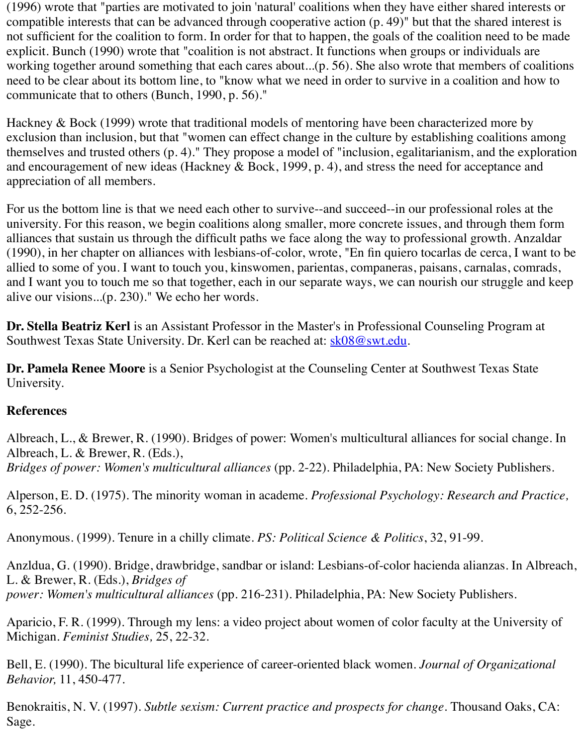(1996) wrote that "parties are motivated to join 'natural' coalitions when they have either shared interests or compatible interests that can be advanced through cooperative action (p. 49)" but that the shared interest is not sufficient for the coalition to form. In order for that to happen, the goals of the coalition need to be made explicit. Bunch (1990) wrote that "coalition is not abstract. It functions when groups or individuals are working together around something that each cares about...(p. 56). She also wrote that members of coalitions need to be clear about its bottom line, to "know what we need in order to survive in a coalition and how to communicate that to others (Bunch, 1990, p. 56)."

Hackney & Bock (1999) wrote that traditional models of mentoring have been characterized more by exclusion than inclusion, but that "women can effect change in the culture by establishing coalitions among themselves and trusted others (p. 4)." They propose a model of "inclusion, egalitarianism, and the exploration and encouragement of new ideas (Hackney & Bock, 1999, p. 4), and stress the need for acceptance and appreciation of all members.

For us the bottom line is that we need each other to survive--and succeed--in our professional roles at the university. For this reason, we begin coalitions along smaller, more concrete issues, and through them form alliances that sustain us through the difficult paths we face along the way to professional growth. Anzaldar (1990), in her chapter on alliances with lesbians-of-color, wrote, "En fin quiero tocarlas de cerca, I want to be allied to some of you. I want to touch you, kinswomen, parientas, companeras, paisans, carnalas, comrads, and I want you to touch me so that together, each in our separate ways, we can nourish our struggle and keep alive our visions...(p. 230)." We echo her words.

**Dr. Stella Beatriz Kerl** is an Assistant Professor in the Master's in Professional Counseling Program at Southwest Texas State University. Dr. Kerl can be reached at: sk08@swt.edu.

**Dr. Pamela Renee Moore** is a Senior Psychologist at the Counseling Center at Southwest Texas State University.

**References**

Albreach, L., & Brewer, R. (1990). Bridges of power: Women's multicultural alliances for social change. In Albreach, L. & Brewer, R. (Eds.),
*Bridges of power: Women's multicultural alliances* (pp. 2-22). Philadelphia, PA: New Society Publishers.

Alperson, E. D. (1975). The minority woman in academe. *Professional Psychology: Research and Practice,* 6, 252-256.

Anonymous. (1999). Tenure in a chilly climate. *PS: Political Science & Politics*, 32, 91-99.

Anzldua, G. (1990). Bridge, drawbridge, sandbar or island: Lesbians-of-color hacienda alianzas. In Albreach, L. & Brewer, R. (Eds.), *Bridges of*
*power: Women's multicultural alliances* (pp. 216-231). Philadelphia, PA: New Society Publishers.

Aparicio, F. R. (1999). Through my lens: a video project about women of color faculty at the University of Michigan. *Feminist Studies,* 25, 22-32.

Bell, E. (1990). The bicultural life experience of career-oriented black women. *Journal of Organizational Behavior,* 11, 450-477.

Benokraitis, N. V. (1997). *Subtle sexism: Current practice and prospects for change*. Thousand Oaks, CA: Sage.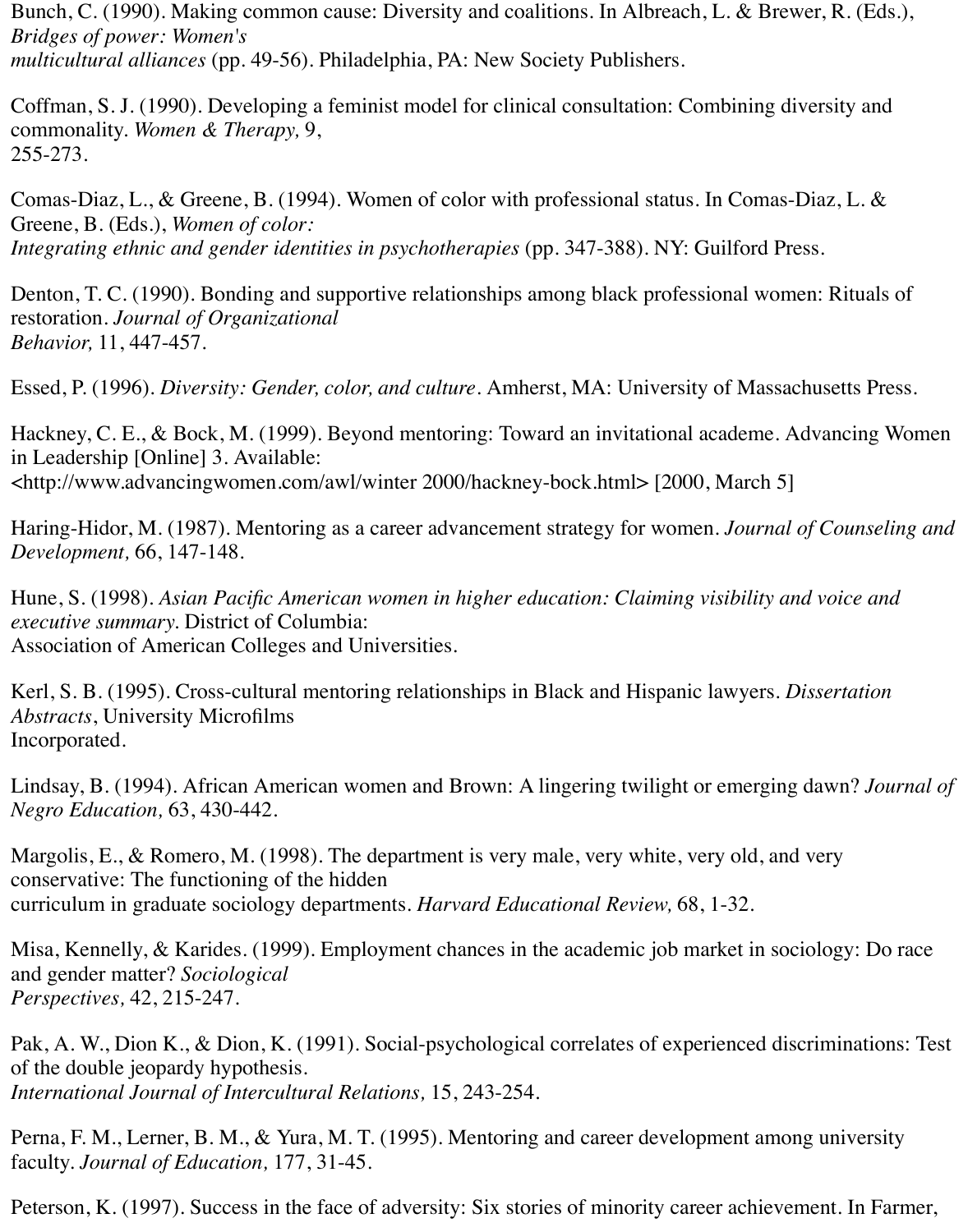Bunch, C. (1990). Making common cause: Diversity and coalitions. In Albreach, L. & Brewer, R. (Eds.), *Bridges of power: Women's multicultural alliances* (pp. 49-56). Philadelphia, PA: New Society Publishers.

Coffman, S. J. (1990). Developing a feminist model for clinical consultation: Combining diversity and commonality. *Women & Therapy,* 9, 255-273.

Comas-Diaz, L., & Greene, B. (1994). Women of color with professional status. In Comas-Diaz, L. & Greene, B. (Eds.), *Women of color: Integrating ethnic and gender identities in psychotherapies* (pp. 347-388). NY: Guilford Press.

Denton, T. C. (1990). Bonding and supportive relationships among black professional women: Rituals of restoration. *Journal of Organizational Behavior,* 11, 447-457.

Essed, P. (1996). *Diversity: Gender, color, and culture*. Amherst, MA: University of Massachusetts Press.

Hackney, C. E., & Bock, M. (1999). Beyond mentoring: Toward an invitational academe. Advancing Women in Leadership [Online] 3. Available: <http://www.advancingwomen.com/awl/winter 2000/hackney-bock.html> [2000, March 5]

Haring-Hidor, M. (1987). Mentoring as a career advancement strategy for women. *Journal of Counseling and Development,* 66, 147-148.

Hune, S. (1998). *Asian Pacific American women in higher education: Claiming visibility and voice and executive summary.* District of Columbia: Association of American Colleges and Universities.

Kerl, S. B. (1995). Cross-cultural mentoring relationships in Black and Hispanic lawyers. *Dissertation Abstracts*, University Microfilms Incorporated.

Lindsay, B. (1994). African American women and Brown: A lingering twilight or emerging dawn? *Journal of Negro Education,* 63, 430-442.

Margolis, E., & Romero, M. (1998). The department is very male, very white, very old, and very conservative: The functioning of the hidden curriculum in graduate sociology departments. *Harvard Educational Review,* 68, 1-32.

Misa, Kennelly, & Karides. (1999). Employment chances in the academic job market in sociology: Do race and gender matter? *Sociological Perspectives,* 42, 215-247.

Pak, A. W., Dion K., & Dion, K. (1991). Social-psychological correlates of experienced discriminations: Test of the double jeopardy hypothesis. *International Journal of Intercultural Relations,* 15, 243-254.

Perna, F. M., Lerner, B. M., & Yura, M. T. (1995). Mentoring and career development among university faculty. *Journal of Education,* 177, 31-45.

Peterson, K. (1997). Success in the face of adversity: Six stories of minority career achievement. In Farmer,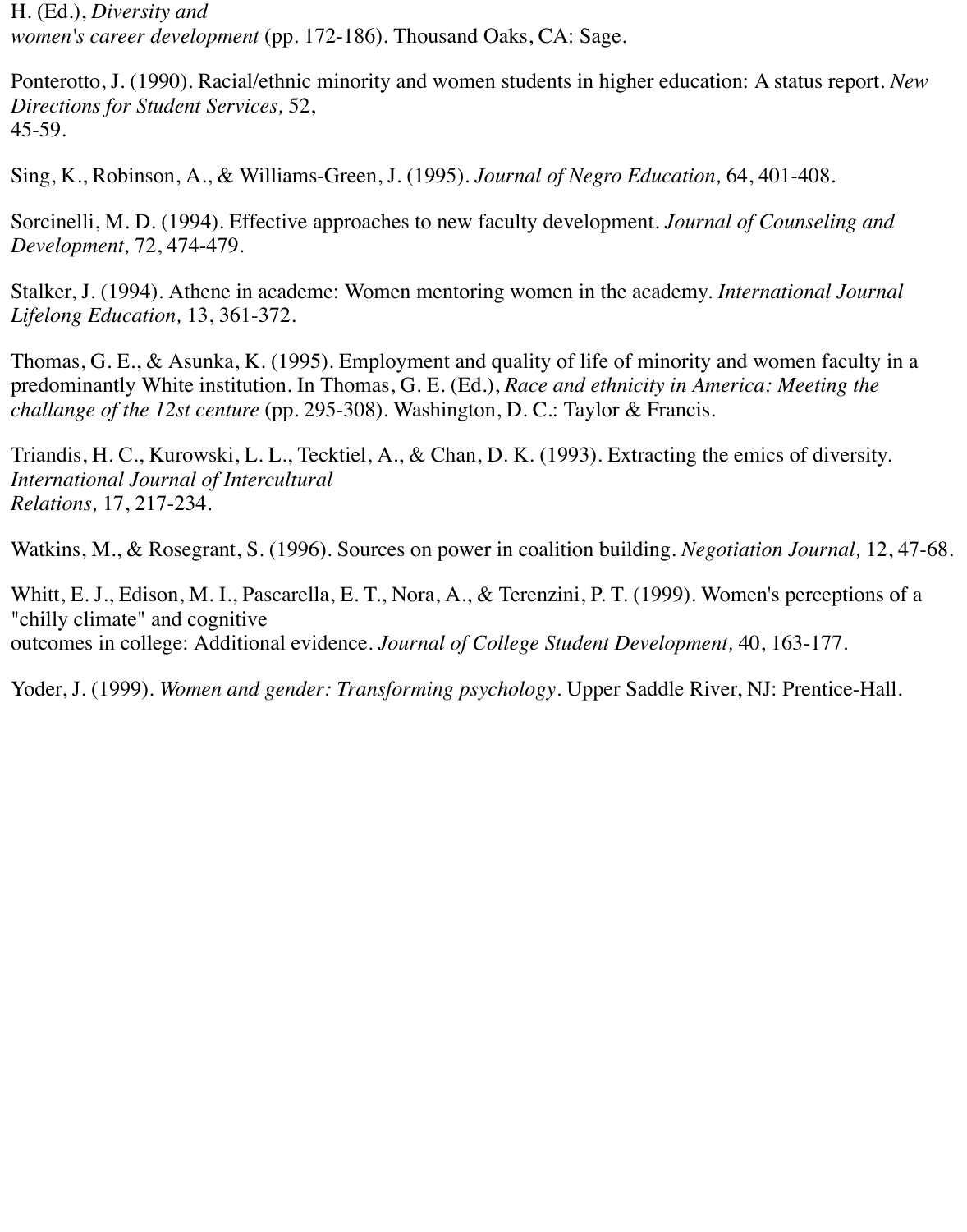H. (Ed.), *Diversity and women's career development* (pp. 172-186). Thousand Oaks, CA: Sage.

Ponterotto, J. (1990). Racial/ethnic minority and women students in higher education: A status report. *New Directions for Student Services,* 52, 45-59.

Sing, K., Robinson, A., & Williams-Green, J. (1995). *Journal of Negro Education,* 64, 401-408.

Sorcinelli, M. D. (1994). Effective approaches to new faculty development. *Journal of Counseling and Development,* 72, 474-479.

Stalker, J. (1994). Athene in academe: Women mentoring women in the academy. *International Journal Lifelong Education,* 13, 361-372.

Thomas, G. E., & Asunka, K. (1995). Employment and quality of life of minority and women faculty in a predominantly White institution. In Thomas, G. E. (Ed.), *Race and ethnicity in America: Meeting the challange of the 12st centure* (pp. 295-308). Washington, D. C.: Taylor & Francis.

Triandis, H. C., Kurowski, L. L., Tecktiel, A., & Chan, D. K. (1993). Extracting the emics of diversity. *International Journal of Intercultural Relations,* 17, 217-234.

Watkins, M., & Rosegrant, S. (1996). Sources on power in coalition building. *Negotiation Journal,* 12, 47-68.

Whitt, E. J., Edison, M. I., Pascarella, E. T., Nora, A., & Terenzini, P. T. (1999). Women's perceptions of a "chilly climate" and cognitive outcomes in college: Additional evidence. *Journal of College Student Development,* 40, 163-177.

Yoder, J. (1999). *Women and gender: Transforming psychology*. Upper Saddle River, NJ: Prentice-Hall.